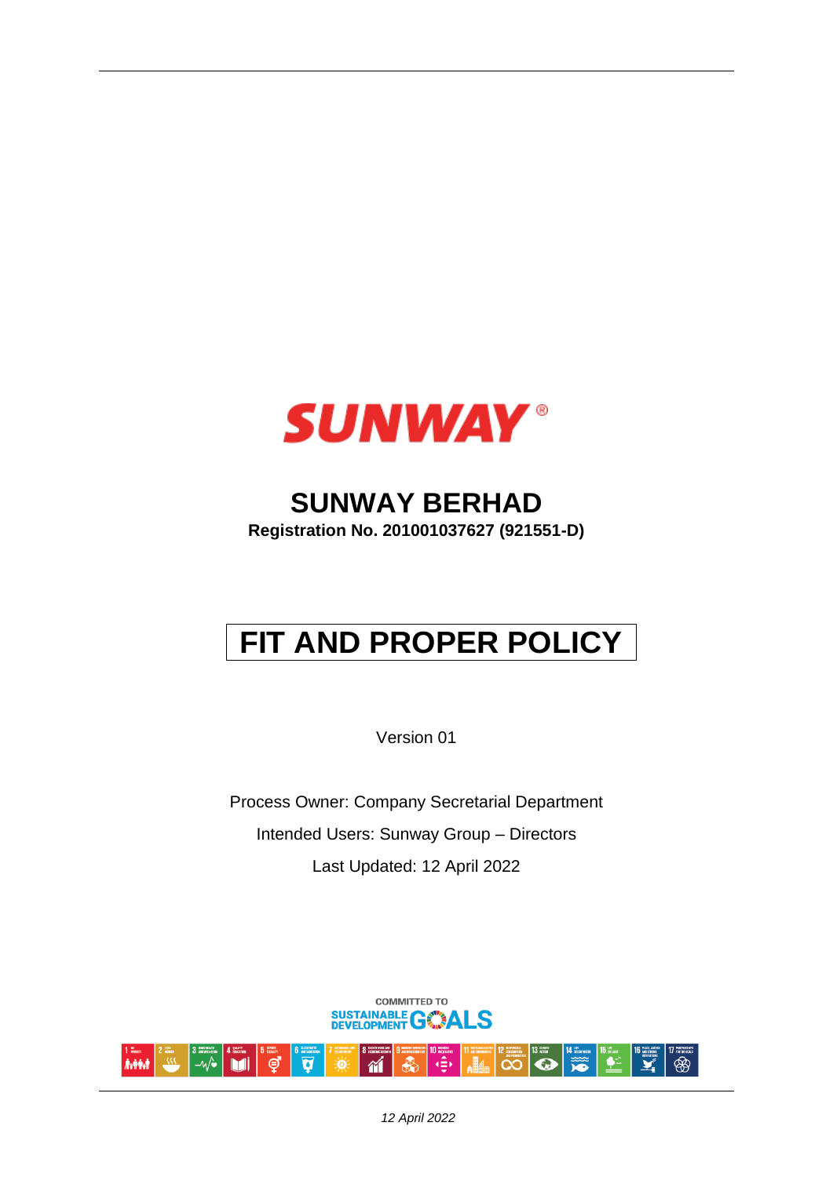# SUNWAY BERHAD

**Registration No. 201001037627 (921551-D)**

# FIT AND PROPER POLICY

Version 01

Process Owner: Company Secretarial Department

Intended Users: Sunway Group – Directors

Last Updated: 12 April 2022

*12 April 2022*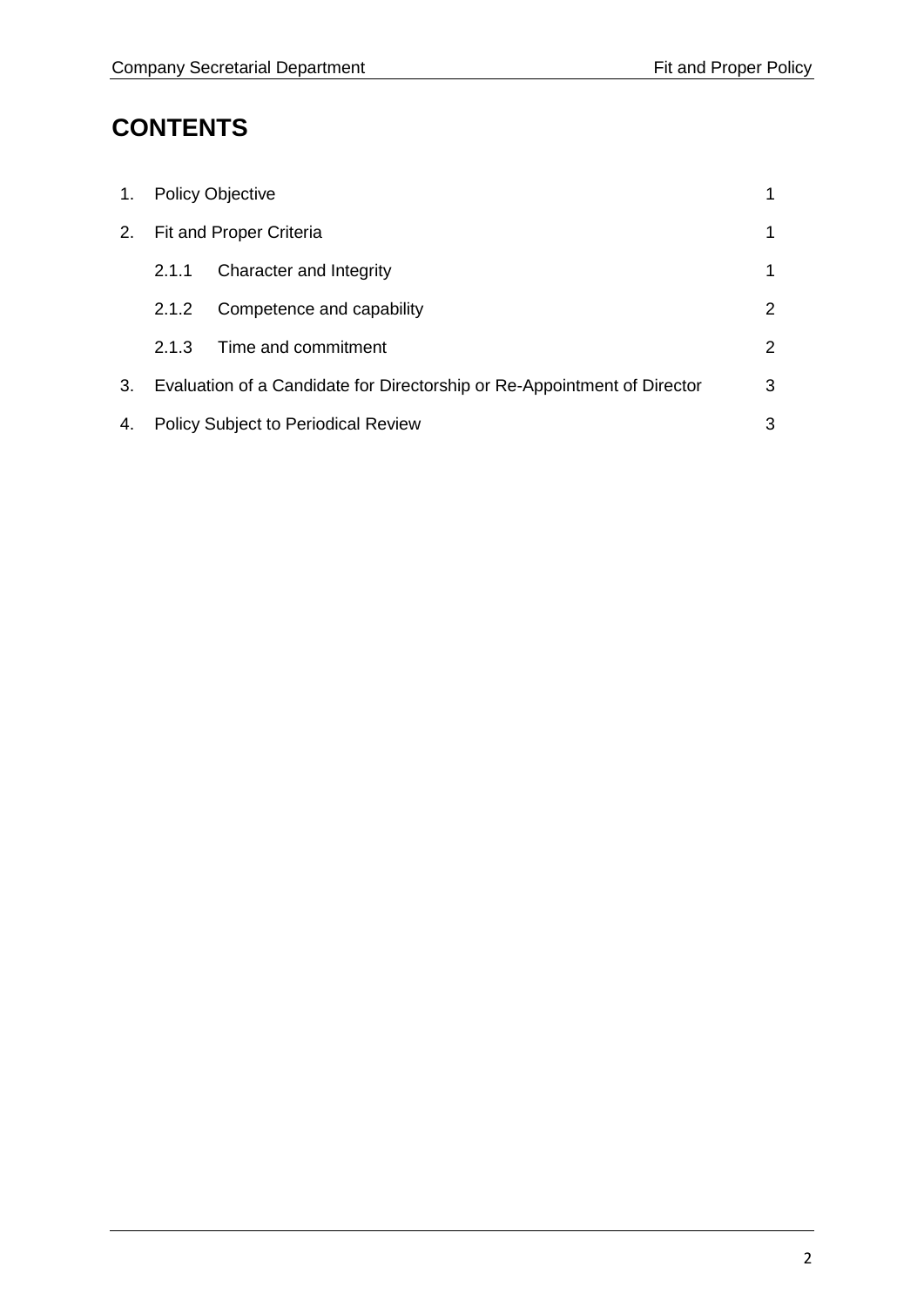# CONTENTS

| | | |
|---|---|---|
| 1. | Policy Objective | 1 |
| 2. | Fit and Proper Criteria | 1 |
| | 2.1.1 Character and Integrity | 1 |
| | 2.1.2 Competence and capability | 2 |
| | 2.1.3 Time and commitment | 2 |
| 3. | Evaluation of a Candidate for Directorship or Re-Appointment of Director | 3 |
| 4. | Policy Subject to Periodical Review | 3 |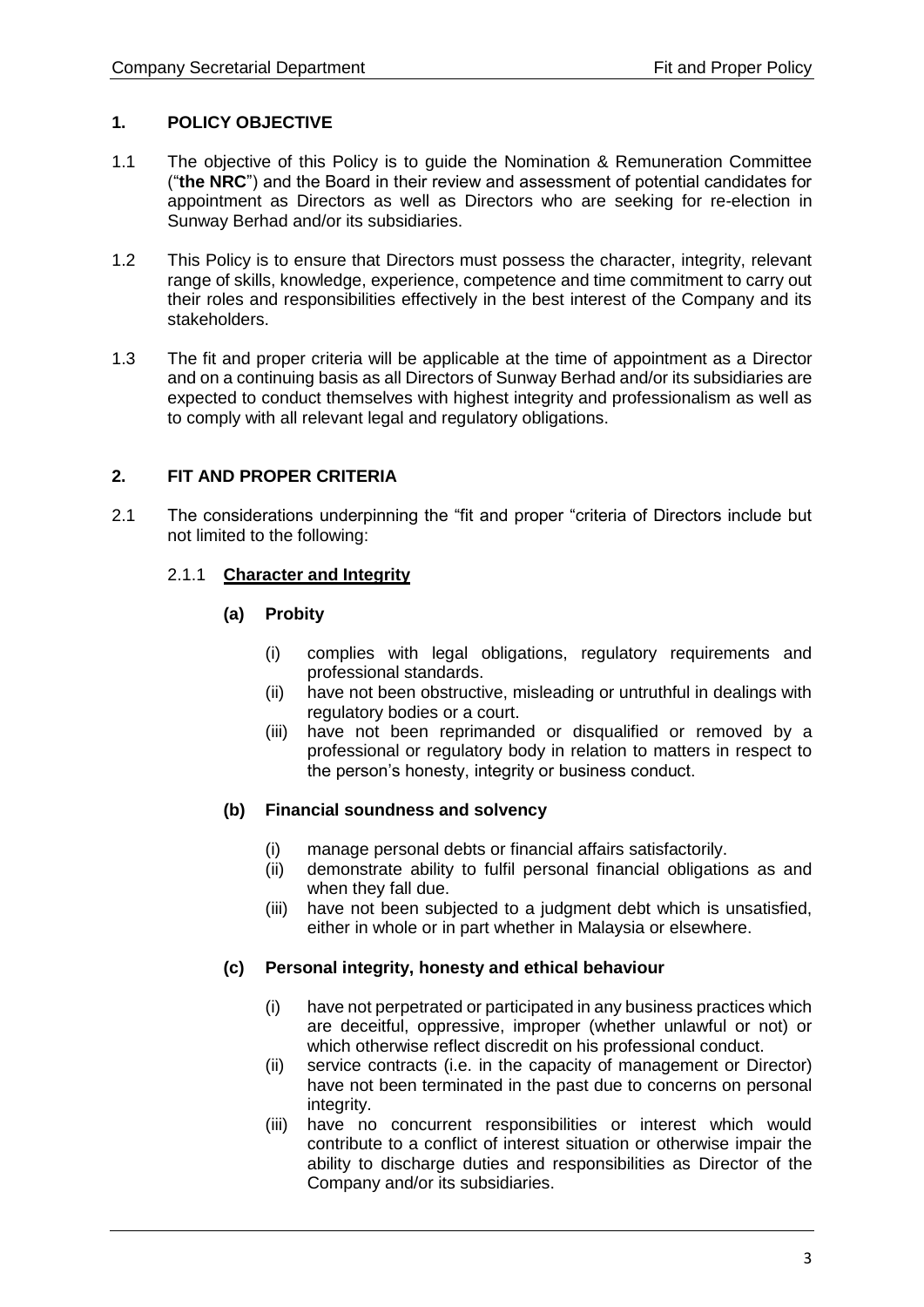## 1. POLICY OBJECTIVE

1.1 The objective of this Policy is to guide the Nomination & Remuneration Committee ("**the NRC**") and the Board in their review and assessment of potential candidates for appointment as Directors as well as Directors who are seeking for re-election in Sunway Berhad and/or its subsidiaries.

1.2 This Policy is to ensure that Directors must possess the character, integrity, relevant range of skills, knowledge, experience, competence and time commitment to carry out their roles and responsibilities effectively in the best interest of the Company and its stakeholders.

1.3 The fit and proper criteria will be applicable at the time of appointment as a Director and on a continuing basis as all Directors of Sunway Berhad and/or its subsidiaries are expected to conduct themselves with highest integrity and professionalism as well as to comply with all relevant legal and regulatory obligations.

## 2. FIT AND PROPER CRITERIA

2.1 The considerations underpinning the "fit and proper "criteria of Directors include but not limited to the following:

### 2.1.1 <u>Character and Integrity</u>

**(a) Probity**

(i) complies with legal obligations, regulatory requirements and professional standards.
(ii) have not been obstructive, misleading or untruthful in dealings with regulatory bodies or a court.
(iii) have not been reprimanded or disqualified or removed by a professional or regulatory body in relation to matters in respect to the person's honesty, integrity or business conduct.

**(b) Financial soundness and solvency**

(i) manage personal debts or financial affairs satisfactorily.
(ii) demonstrate ability to fulfil personal financial obligations as and when they fall due.
(iii) have not been subjected to a judgment debt which is unsatisfied, either in whole or in part whether in Malaysia or elsewhere.

**(c) Personal integrity, honesty and ethical behaviour**

(i) have not perpetrated or participated in any business practices which are deceitful, oppressive, improper (whether unlawful or not) or which otherwise reflect discredit on his professional conduct.
(ii) service contracts (i.e. in the capacity of management or Director) have not been terminated in the past due to concerns on personal integrity.
(iii) have no concurrent responsibilities or interest which would contribute to a conflict of interest situation or otherwise impair the ability to discharge duties and responsibilities as Director of the Company and/or its subsidiaries.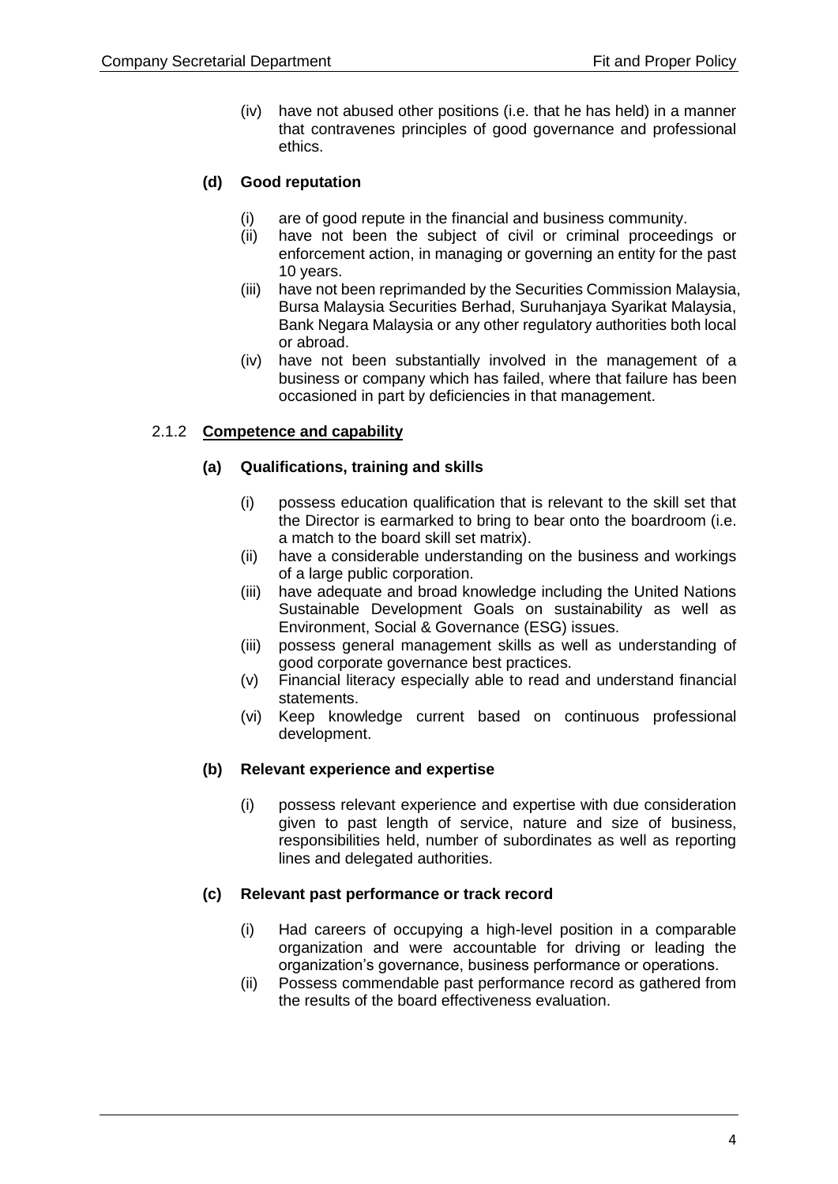(iv) have not abused other positions (i.e. that he has held) in a manner that contravenes principles of good governance and professional ethics.

**(d) Good reputation**

(i) are of good repute in the financial and business community.

(ii) have not been the subject of civil or criminal proceedings or enforcement action, in managing or governing an entity for the past 10 years.

(iii) have not been reprimanded by the Securities Commission Malaysia, Bursa Malaysia Securities Berhad, Suruhanjaya Syarikat Malaysia, Bank Negara Malaysia or any other regulatory authorities both local or abroad.

(iv) have not been substantially involved in the management of a business or company which has failed, where that failure has been occasioned in part by deficiencies in that management.

### 2.1.2 Competence and capability

**(a) Qualifications, training and skills**

(i) possess education qualification that is relevant to the skill set that the Director is earmarked to bring to bear onto the boardroom (i.e. a match to the board skill set matrix).

(ii) have a considerable understanding on the business and workings of a large public corporation.

(iii) have adequate and broad knowledge including the United Nations Sustainable Development Goals on sustainability as well as Environment, Social & Governance (ESG) issues.

(iii) possess general management skills as well as understanding of good corporate governance best practices.

(v) Financial literacy especially able to read and understand financial statements.

(vi) Keep knowledge current based on continuous professional development.

**(b) Relevant experience and expertise**

(i) possess relevant experience and expertise with due consideration given to past length of service, nature and size of business, responsibilities held, number of subordinates as well as reporting lines and delegated authorities.

**(c) Relevant past performance or track record**

(i) Had careers of occupying a high-level position in a comparable organization and were accountable for driving or leading the organization's governance, business performance or operations.

(ii) Possess commendable past performance record as gathered from the results of the board effectiveness evaluation.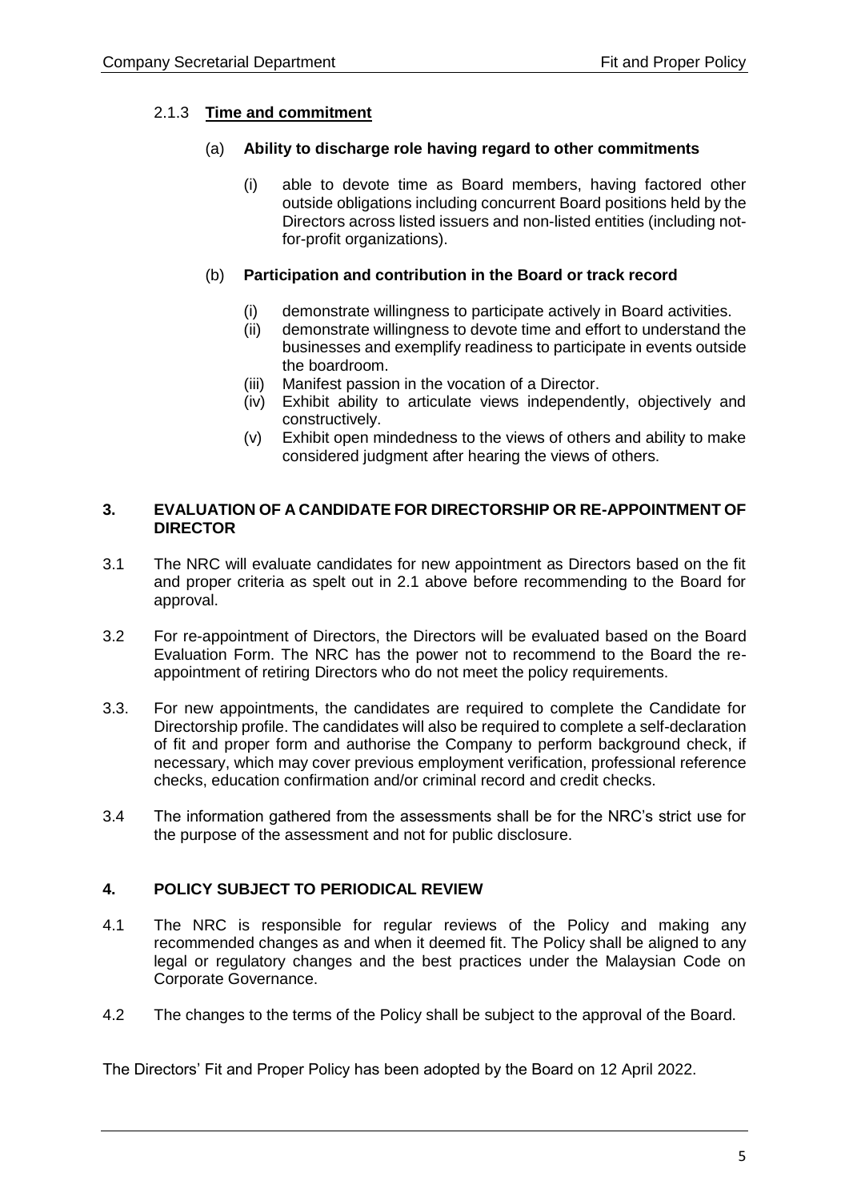#### 2.1.3 **Time and commitment**

(a) **Ability to discharge role having regard to other commitments**

(i) able to devote time as Board members, having factored other outside obligations including concurrent Board positions held by the Directors across listed issuers and non-listed entities (including not-for-profit organizations).

(b) **Participation and contribution in the Board or track record**

(i) demonstrate willingness to participate actively in Board activities.
(ii) demonstrate willingness to devote time and effort to understand the businesses and exemplify readiness to participate in events outside the boardroom.
(iii) Manifest passion in the vocation of a Director.
(iv) Exhibit ability to articulate views independently, objectively and constructively.
(v) Exhibit open mindedness to the views of others and ability to make considered judgment after hearing the views of others.

## 3. EVALUATION OF A CANDIDATE FOR DIRECTORSHIP OR RE-APPOINTMENT OF DIRECTOR

3.1 The NRC will evaluate candidates for new appointment as Directors based on the fit and proper criteria as spelt out in 2.1 above before recommending to the Board for approval.

3.2 For re-appointment of Directors, the Directors will be evaluated based on the Board Evaluation Form. The NRC has the power not to recommend to the Board the re-appointment of retiring Directors who do not meet the policy requirements.

3.3. For new appointments, the candidates are required to complete the Candidate for Directorship profile. The candidates will also be required to complete a self-declaration of fit and proper form and authorise the Company to perform background check, if necessary, which may cover previous employment verification, professional reference checks, education confirmation and/or criminal record and credit checks.

3.4 The information gathered from the assessments shall be for the NRC's strict use for the purpose of the assessment and not for public disclosure.

## 4. POLICY SUBJECT TO PERIODICAL REVIEW

4.1 The NRC is responsible for regular reviews of the Policy and making any recommended changes as and when it deemed fit. The Policy shall be aligned to any legal or regulatory changes and the best practices under the Malaysian Code on Corporate Governance.

4.2 The changes to the terms of the Policy shall be subject to the approval of the Board.

The Directors' Fit and Proper Policy has been adopted by the Board on 12 April 2022.